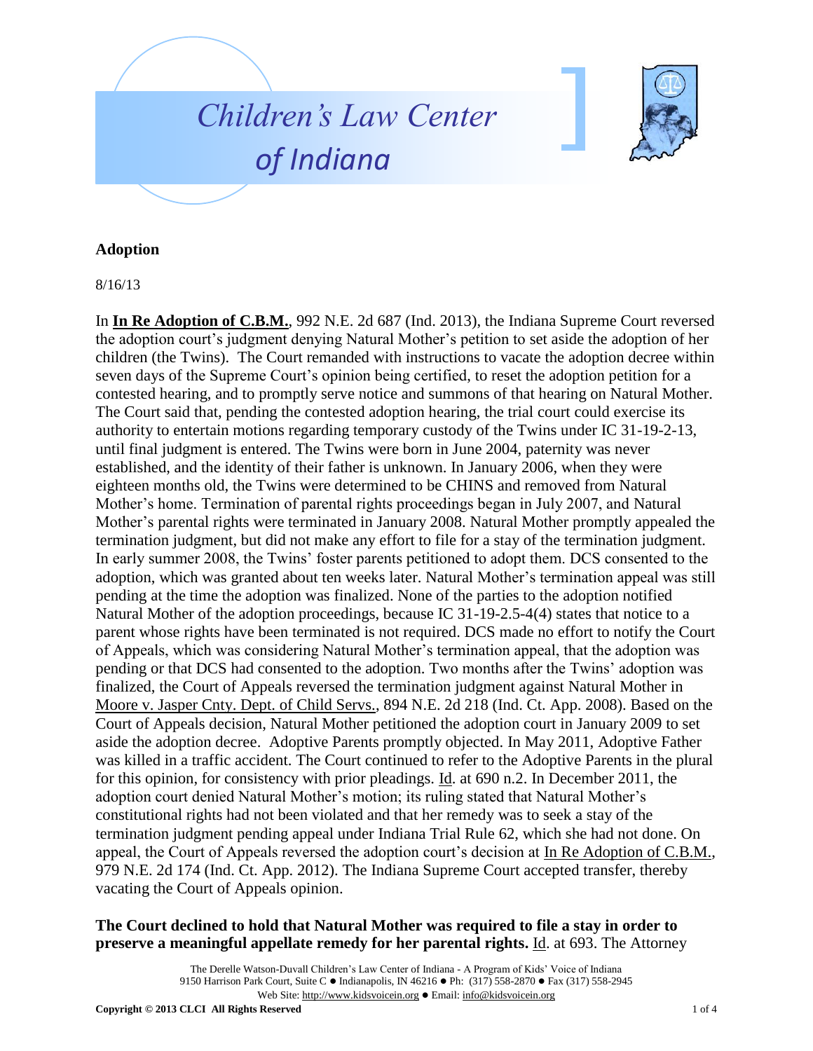# Children's Law Center of Indiana

**Adoption**

8/16/13

In **In Re Adoption of C.B.M.**, 992 N.E. 2d 687 (Ind. 2013), the Indiana Supreme Court reversed the adoption court's judgment denying Natural Mother's petition to set aside the adoption of her children (the Twins). The Court remanded with instructions to vacate the adoption decree within seven days of the Supreme Court's opinion being certified, to reset the adoption petition for a contested hearing, and to promptly serve notice and summons of that hearing on Natural Mother. The Court said that, pending the contested adoption hearing, the trial court could exercise its authority to entertain motions regarding temporary custody of the Twins under IC 31-19-2-13, until final judgment is entered. The Twins were born in June 2004, paternity was never established, and the identity of their father is unknown. In January 2006, when they were eighteen months old, the Twins were determined to be CHINS and removed from Natural Mother's home. Termination of parental rights proceedings began in July 2007, and Natural Mother's parental rights were terminated in January 2008. Natural Mother promptly appealed the termination judgment, but did not make any effort to file for a stay of the termination judgment. In early summer 2008, the Twins' foster parents petitioned to adopt them. DCS consented to the adoption, which was granted about ten weeks later. Natural Mother's termination appeal was still pending at the time the adoption was finalized. None of the parties to the adoption notified Natural Mother of the adoption proceedings, because IC 31-19-2.5-4(4) states that notice to a parent whose rights have been terminated is not required. DCS made no effort to notify the Court of Appeals, which was considering Natural Mother's termination appeal, that the adoption was pending or that DCS had consented to the adoption. Two months after the Twins' adoption was finalized, the Court of Appeals reversed the termination judgment against Natural Mother in Moore v. Jasper Cnty. Dept. of Child Servs., 894 N.E. 2d 218 (Ind. Ct. App. 2008). Based on the Court of Appeals decision, Natural Mother petitioned the adoption court in January 2009 to set aside the adoption decree. Adoptive Parents promptly objected. In May 2011, Adoptive Father was killed in a traffic accident. The Court continued to refer to the Adoptive Parents in the plural for this opinion, for consistency with prior pleadings. Id. at 690 n.2. In December 2011, the adoption court denied Natural Mother's motion; its ruling stated that Natural Mother's constitutional rights had not been violated and that her remedy was to seek a stay of the termination judgment pending appeal under Indiana Trial Rule 62, which she had not done. On appeal, the Court of Appeals reversed the adoption court's decision at In Re Adoption of C.B.M., 979 N.E. 2d 174 (Ind. Ct. App. 2012). The Indiana Supreme Court accepted transfer, thereby vacating the Court of Appeals opinion.

**The Court declined to hold that Natural Mother was required to file a stay in order to preserve a meaningful appellate remedy for her parental rights.** Id. at 693. The Attorney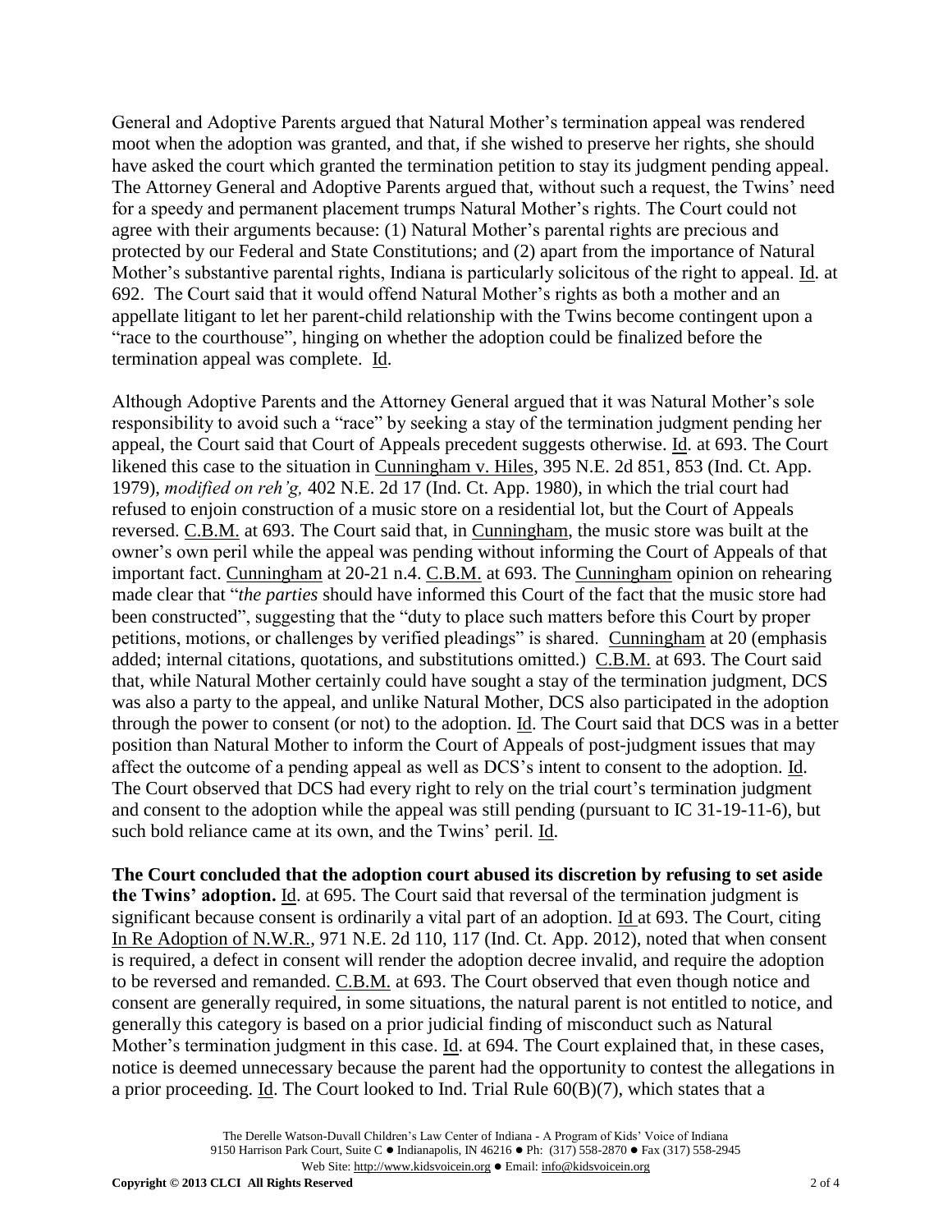General and Adoptive Parents argued that Natural Mother's termination appeal was rendered moot when the adoption was granted, and that, if she wished to preserve her rights, she should have asked the court which granted the termination petition to stay its judgment pending appeal. The Attorney General and Adoptive Parents argued that, without such a request, the Twins' need for a speedy and permanent placement trumps Natural Mother's rights. The Court could not agree with their arguments because: (1) Natural Mother's parental rights are precious and protected by our Federal and State Constitutions; and (2) apart from the importance of Natural Mother's substantive parental rights, Indiana is particularly solicitous of the right to appeal. Id. at 692. The Court said that it would offend Natural Mother's rights as both a mother and an appellate litigant to let her parent-child relationship with the Twins become contingent upon a "race to the courthouse", hinging on whether the adoption could be finalized before the termination appeal was complete. Id.

Although Adoptive Parents and the Attorney General argued that it was Natural Mother's sole responsibility to avoid such a "race" by seeking a stay of the termination judgment pending her appeal, the Court said that Court of Appeals precedent suggests otherwise. Id. at 693. The Court likened this case to the situation in Cunningham v. Hiles, 395 N.E. 2d 851, 853 (Ind. Ct. App. 1979), *modified on reh'g,* 402 N.E. 2d 17 (Ind. Ct. App. 1980), in which the trial court had refused to enjoin construction of a music store on a residential lot, but the Court of Appeals reversed. C.B.M. at 693. The Court said that, in Cunningham, the music store was built at the owner's own peril while the appeal was pending without informing the Court of Appeals of that important fact. Cunningham at 20-21 n.4. C.B.M. at 693. The Cunningham opinion on rehearing made clear that "*the parties* should have informed this Court of the fact that the music store had been constructed", suggesting that the "duty to place such matters before this Court by proper petitions, motions, or challenges by verified pleadings" is shared. Cunningham at 20 (emphasis added; internal citations, quotations, and substitutions omitted.) C.B.M. at 693. The Court said that, while Natural Mother certainly could have sought a stay of the termination judgment, DCS was also a party to the appeal, and unlike Natural Mother, DCS also participated in the adoption through the power to consent (or not) to the adoption. Id. The Court said that DCS was in a better position than Natural Mother to inform the Court of Appeals of post-judgment issues that may affect the outcome of a pending appeal as well as DCS's intent to consent to the adoption. Id. The Court observed that DCS had every right to rely on the trial court's termination judgment and consent to the adoption while the appeal was still pending (pursuant to IC 31-19-11-6), but such bold reliance came at its own, and the Twins' peril. Id.

**The Court concluded that the adoption court abused its discretion by refusing to set aside the Twins' adoption.** Id. at 695. The Court said that reversal of the termination judgment is significant because consent is ordinarily a vital part of an adoption. Id at 693. The Court, citing In Re Adoption of N.W.R., 971 N.E. 2d 110, 117 (Ind. Ct. App. 2012), noted that when consent is required, a defect in consent will render the adoption decree invalid, and require the adoption to be reversed and remanded. C.B.M. at 693. The Court observed that even though notice and consent are generally required, in some situations, the natural parent is not entitled to notice, and generally this category is based on a prior judicial finding of misconduct such as Natural Mother's termination judgment in this case. Id. at 694. The Court explained that, in these cases, notice is deemed unnecessary because the parent had the opportunity to contest the allegations in a prior proceeding. Id. The Court looked to Ind. Trial Rule 60(B)(7), which states that a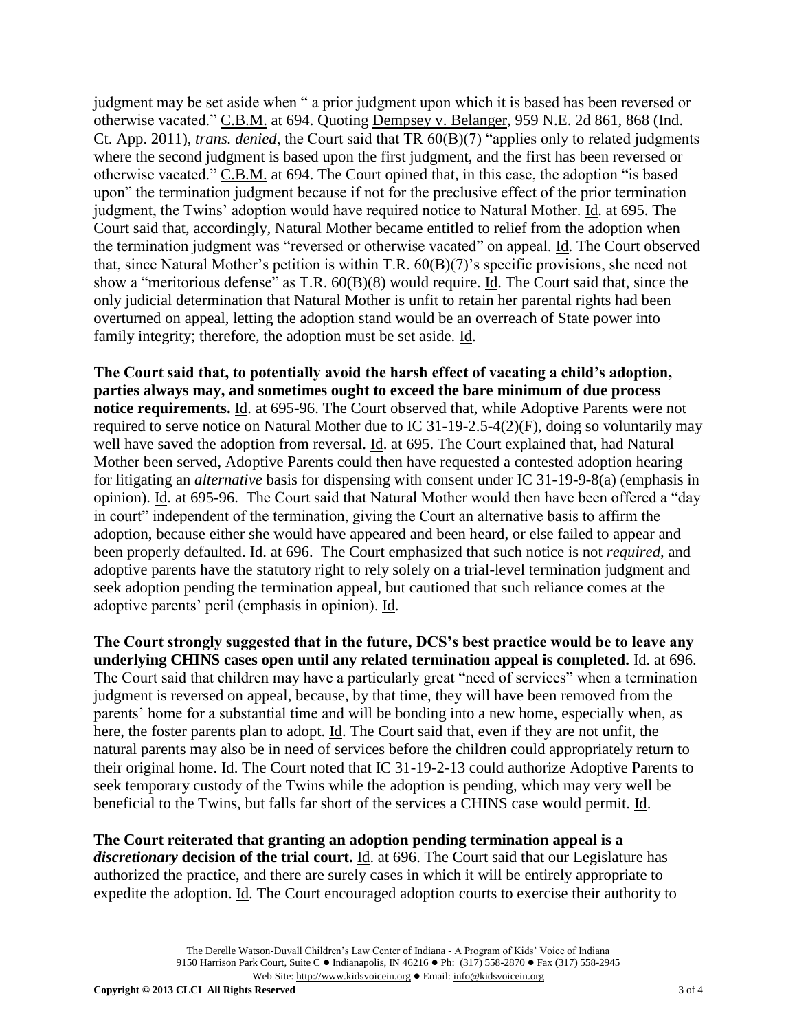judgment may be set aside when " a prior judgment upon which it is based has been reversed or otherwise vacated." C.B.M. at 694. Quoting Dempsey v. Belanger, 959 N.E. 2d 861, 868 (Ind. Ct. App. 2011), *trans. denied*, the Court said that TR 60(B)(7) "applies only to related judgments where the second judgment is based upon the first judgment, and the first has been reversed or otherwise vacated." C.B.M. at 694. The Court opined that, in this case, the adoption "is based upon" the termination judgment because if not for the preclusive effect of the prior termination judgment, the Twins' adoption would have required notice to Natural Mother. Id. at 695. The Court said that, accordingly, Natural Mother became entitled to relief from the adoption when the termination judgment was "reversed or otherwise vacated" on appeal. Id. The Court observed that, since Natural Mother's petition is within T.R. 60(B)(7)'s specific provisions, she need not show a "meritorious defense" as T.R. 60(B)(8) would require. Id. The Court said that, since the only judicial determination that Natural Mother is unfit to retain her parental rights had been overturned on appeal, letting the adoption stand would be an overreach of State power into family integrity; therefore, the adoption must be set aside. Id.

**The Court said that, to potentially avoid the harsh effect of vacating a child's adoption, parties always may, and sometimes ought to exceed the bare minimum of due process notice requirements.** Id. at 695-96. The Court observed that, while Adoptive Parents were not required to serve notice on Natural Mother due to IC 31-19-2.5-4(2)(F), doing so voluntarily may well have saved the adoption from reversal. Id. at 695. The Court explained that, had Natural Mother been served, Adoptive Parents could then have requested a contested adoption hearing for litigating an *alternative* basis for dispensing with consent under IC 31-19-9-8(a) (emphasis in opinion). Id. at 695-96. The Court said that Natural Mother would then have been offered a "day in court" independent of the termination, giving the Court an alternative basis to affirm the adoption, because either she would have appeared and been heard, or else failed to appear and been properly defaulted. Id. at 696. The Court emphasized that such notice is not *required*, and adoptive parents have the statutory right to rely solely on a trial-level termination judgment and seek adoption pending the termination appeal, but cautioned that such reliance comes at the adoptive parents' peril (emphasis in opinion). Id.

**The Court strongly suggested that in the future, DCS's best practice would be to leave any underlying CHINS cases open until any related termination appeal is completed.** Id. at 696. The Court said that children may have a particularly great "need of services" when a termination judgment is reversed on appeal, because, by that time, they will have been removed from the parents' home for a substantial time and will be bonding into a new home, especially when, as here, the foster parents plan to adopt. Id. The Court said that, even if they are not unfit, the natural parents may also be in need of services before the children could appropriately return to their original home. Id. The Court noted that IC 31-19-2-13 could authorize Adoptive Parents to seek temporary custody of the Twins while the adoption is pending, which may very well be beneficial to the Twins, but falls far short of the services a CHINS case would permit. Id.

**The Court reiterated that granting an adoption pending termination appeal is a *discretionary* decision of the trial court.** Id. at 696. The Court said that our Legislature has authorized the practice, and there are surely cases in which it will be entirely appropriate to expedite the adoption. Id. The Court encouraged adoption courts to exercise their authority to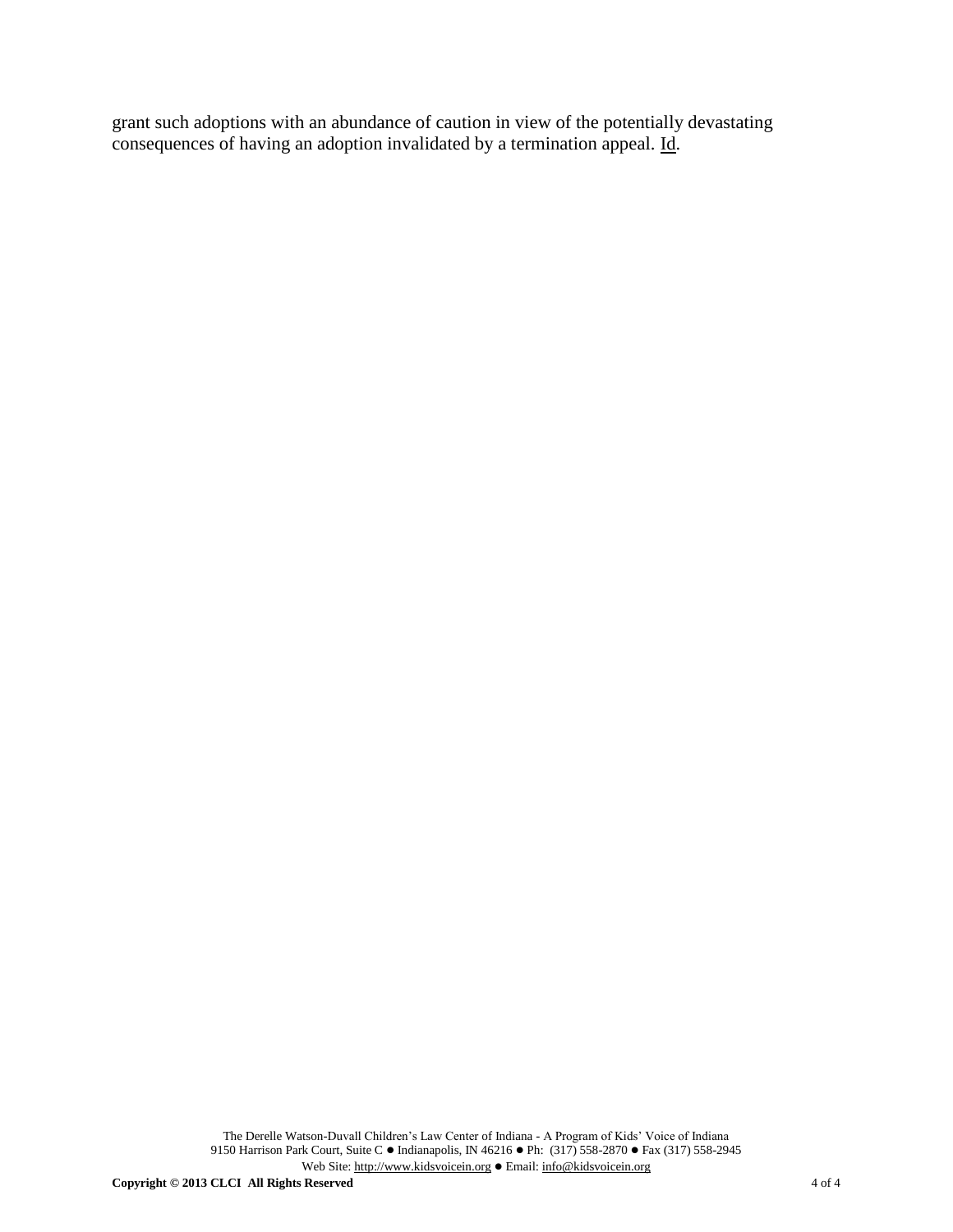grant such adoptions with an abundance of caution in view of the potentially devastating consequences of having an adoption invalidated by a termination appeal. Id.